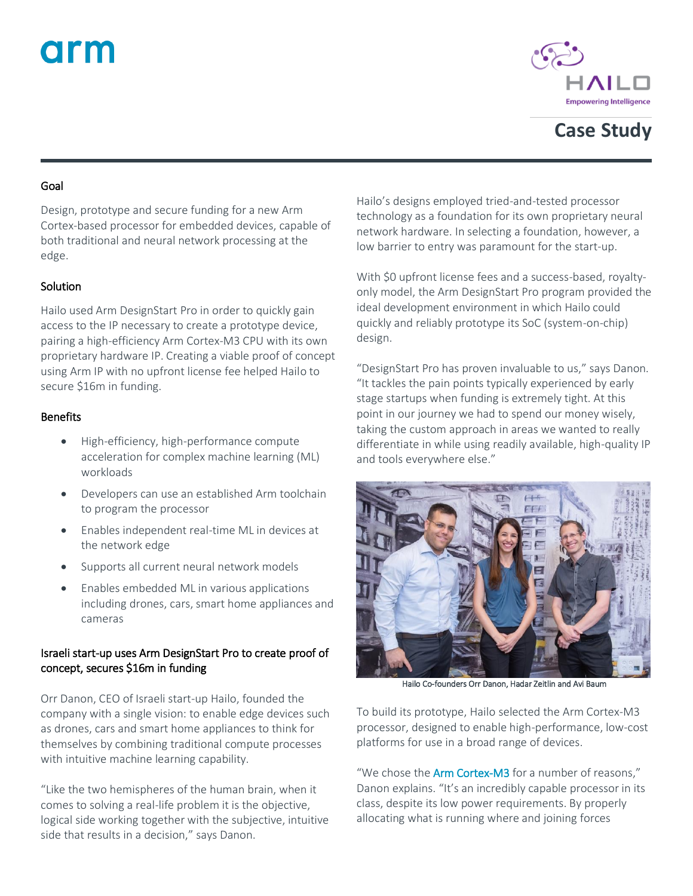# Case Study

## Goal

Design, prototype and secure funding for a new Arm Cortex-based processor for embedded devices, capable of both traditional and neural network processing at the edge.

## Solution

Hailo used Arm DesignStart Pro in order to quickly gain access to the IP necessary to create a prototype device, pairing a high-efficiency Arm Cortex-M3 CPU with its own proprietary hardware IP. Creating a viable proof of concept using Arm IP with no upfront license fee helped Hailo to secure $16m in funding.

## Benefits

- High-efficiency, high-performance compute acceleration for complex machine learning (ML) workloads
- Developers can use an established Arm toolchain to program the processor
- Enables independent real-time ML in devices at the network edge
- Supports all current neural network models
- Enables embedded ML in various applications including drones, cars, smart home appliances and cameras

## Israeli start-up uses Arm DesignStart Pro to create proof of concept, secures $16m in funding

Orr Danon, CEO of Israeli start-up Hailo, founded the company with a single vision: to enable edge devices such as drones, cars and smart home appliances to think for themselves by combining traditional compute processes with intuitive machine learning capability.

"Like the two hemispheres of the human brain, when it comes to solving a real-life problem it is the objective, logical side working together with the subjective, intuitive side that results in a decision," says Danon.

Hailo's designs employed tried-and-tested processor technology as a foundation for its own proprietary neural network hardware. In selecting a foundation, however, a low barrier to entry was paramount for the start-up.

With $0 upfront license fees and a success-based, royalty-only model, the Arm DesignStart Pro program provided the ideal development environment in which Hailo could quickly and reliably prototype its SoC (system-on-chip) design.

"DesignStart Pro has proven invaluable to us," says Danon. "It tackles the pain points typically experienced by early stage startups when funding is extremely tight. At this point in our journey we had to spend our money wisely, taking the custom approach in areas we wanted to really differentiate in while using readily available, high-quality IP and tools everywhere else."

Hailo Co-founders Orr Danon, Hadar Zeitlin and Avi Baum

To build its prototype, Hailo selected the Arm Cortex-M3 processor, designed to enable high-performance, low-cost platforms for use in a broad range of devices.

"We chose the Arm Cortex-M3 for a number of reasons," Danon explains. "It's an incredibly capable processor in its class, despite its low power requirements. By properly allocating what is running where and joining forces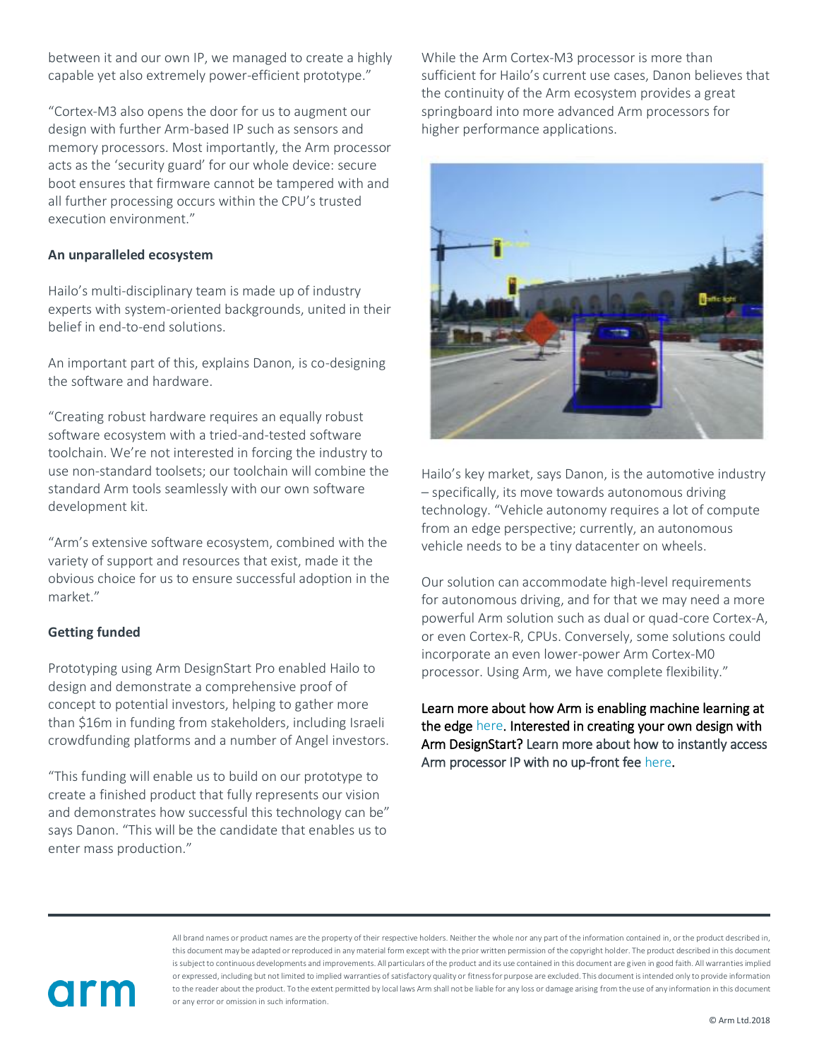between it and our own IP, we managed to create a highly capable yet also extremely power-efficient prototype."

"Cortex-M3 also opens the door for us to augment our design with further Arm-based IP such as sensors and memory processors. Most importantly, the Arm processor acts as the 'security guard' for our whole device: secure boot ensures that firmware cannot be tampered with and all further processing occurs within the CPU's trusted execution environment."

**An unparalleled ecosystem**

Hailo's multi-disciplinary team is made up of industry experts with system-oriented backgrounds, united in their belief in end-to-end solutions.

An important part of this, explains Danon, is co-designing the software and hardware.

"Creating robust hardware requires an equally robust software ecosystem with a tried-and-tested software toolchain. We're not interested in forcing the industry to use non-standard toolsets; our toolchain will combine the standard Arm tools seamlessly with our own software development kit.

"Arm's extensive software ecosystem, combined with the variety of support and resources that exist, made it the obvious choice for us to ensure successful adoption in the market."

**Getting funded**

Prototyping using Arm DesignStart Pro enabled Hailo to design and demonstrate a comprehensive proof of concept to potential investors, helping to gather more than $16m in funding from stakeholders, including Israeli crowdfunding platforms and a number of Angel investors.

"This funding will enable us to build on our prototype to create a finished product that fully represents our vision and demonstrates how successful this technology can be" says Danon. "This will be the candidate that enables us to enter mass production."

While the Arm Cortex-M3 processor is more than sufficient for Hailo's current use cases, Danon believes that the continuity of the Arm ecosystem provides a great springboard into more advanced Arm processors for higher performance applications.

Hailo's key market, says Danon, is the automotive industry – specifically, its move towards autonomous driving technology. "Vehicle autonomy requires a lot of compute from an edge perspective; currently, an autonomous vehicle needs to be a tiny datacenter on wheels.

Our solution can accommodate high-level requirements for autonomous driving, and for that we may need a more powerful Arm solution such as dual or quad-core Cortex-A, or even Cortex-R, CPUs. Conversely, some solutions could incorporate an even lower-power Arm Cortex-M0 processor. Using Arm, we have complete flexibility."

Learn more about how Arm is enabling machine learning at the edge here. Interested in creating your own design with Arm DesignStart? Learn more about how to instantly access Arm processor IP with no up-front fee here.

All brand names or product names are the property of their respective holders. Neither the whole nor any part of the information contained in, or the product described in, this document may be adapted or reproduced in any material form except with the prior written permission of the copyright holder. The product described in this document is subject to continuous developments and improvements. All particulars of the product and its use contained in this document are given in good faith. All warranties implied or expressed, including but not limited to implied warranties of satisfactory quality or fitness for purpose are excluded. This document is intended only to provide information to the reader about the product. To the extent permitted by local laws Arm shall not be liable for any loss or damage arising from the use of any information in this document or any error or omission in such information.

© Arm Ltd.2018